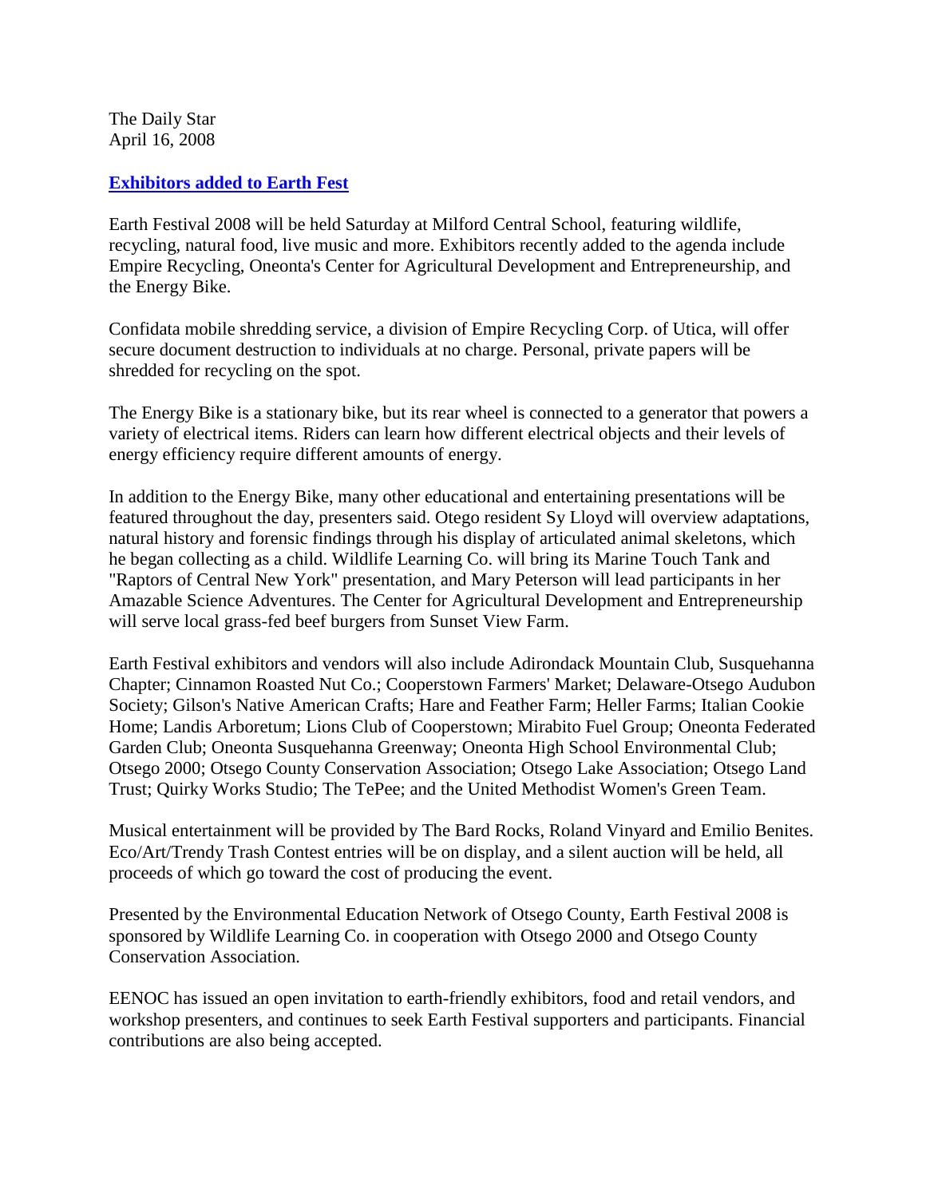The Daily Star
April 16, 2008

## [Exhibitors added to Earth Fest]

Earth Festival 2008 will be held Saturday at Milford Central School, featuring wildlife, recycling, natural food, live music and more. Exhibitors recently added to the agenda include Empire Recycling, Oneonta's Center for Agricultural Development and Entrepreneurship, and the Energy Bike.

Confidata mobile shredding service, a division of Empire Recycling Corp. of Utica, will offer secure document destruction to individuals at no charge. Personal, private papers will be shredded for recycling on the spot.

The Energy Bike is a stationary bike, but its rear wheel is connected to a generator that powers a variety of electrical items. Riders can learn how different electrical objects and their levels of energy efficiency require different amounts of energy.

In addition to the Energy Bike, many other educational and entertaining presentations will be featured throughout the day, presenters said. Otego resident Sy Lloyd will overview adaptations, natural history and forensic findings through his display of articulated animal skeletons, which he began collecting as a child. Wildlife Learning Co. will bring its Marine Touch Tank and "Raptors of Central New York" presentation, and Mary Peterson will lead participants in her Amazable Science Adventures. The Center for Agricultural Development and Entrepreneurship will serve local grass-fed beef burgers from Sunset View Farm.

Earth Festival exhibitors and vendors will also include Adirondack Mountain Club, Susquehanna Chapter; Cinnamon Roasted Nut Co.; Cooperstown Farmers' Market; Delaware-Otsego Audubon Society; Gilson's Native American Crafts; Hare and Feather Farm; Heller Farms; Italian Cookie Home; Landis Arboretum; Lions Club of Cooperstown; Mirabito Fuel Group; Oneonta Federated Garden Club; Oneonta Susquehanna Greenway; Oneonta High School Environmental Club; Otsego 2000; Otsego County Conservation Association; Otsego Lake Association; Otsego Land Trust; Quirky Works Studio; The TePee; and the United Methodist Women's Green Team.

Musical entertainment will be provided by The Bard Rocks, Roland Vinyard and Emilio Benites. Eco/Art/Trendy Trash Contest entries will be on display, and a silent auction will be held, all proceeds of which go toward the cost of producing the event.

Presented by the Environmental Education Network of Otsego County, Earth Festival 2008 is sponsored by Wildlife Learning Co. in cooperation with Otsego 2000 and Otsego County Conservation Association.

EENOC has issued an open invitation to earth-friendly exhibitors, food and retail vendors, and workshop presenters, and continues to seek Earth Festival supporters and participants. Financial contributions are also being accepted.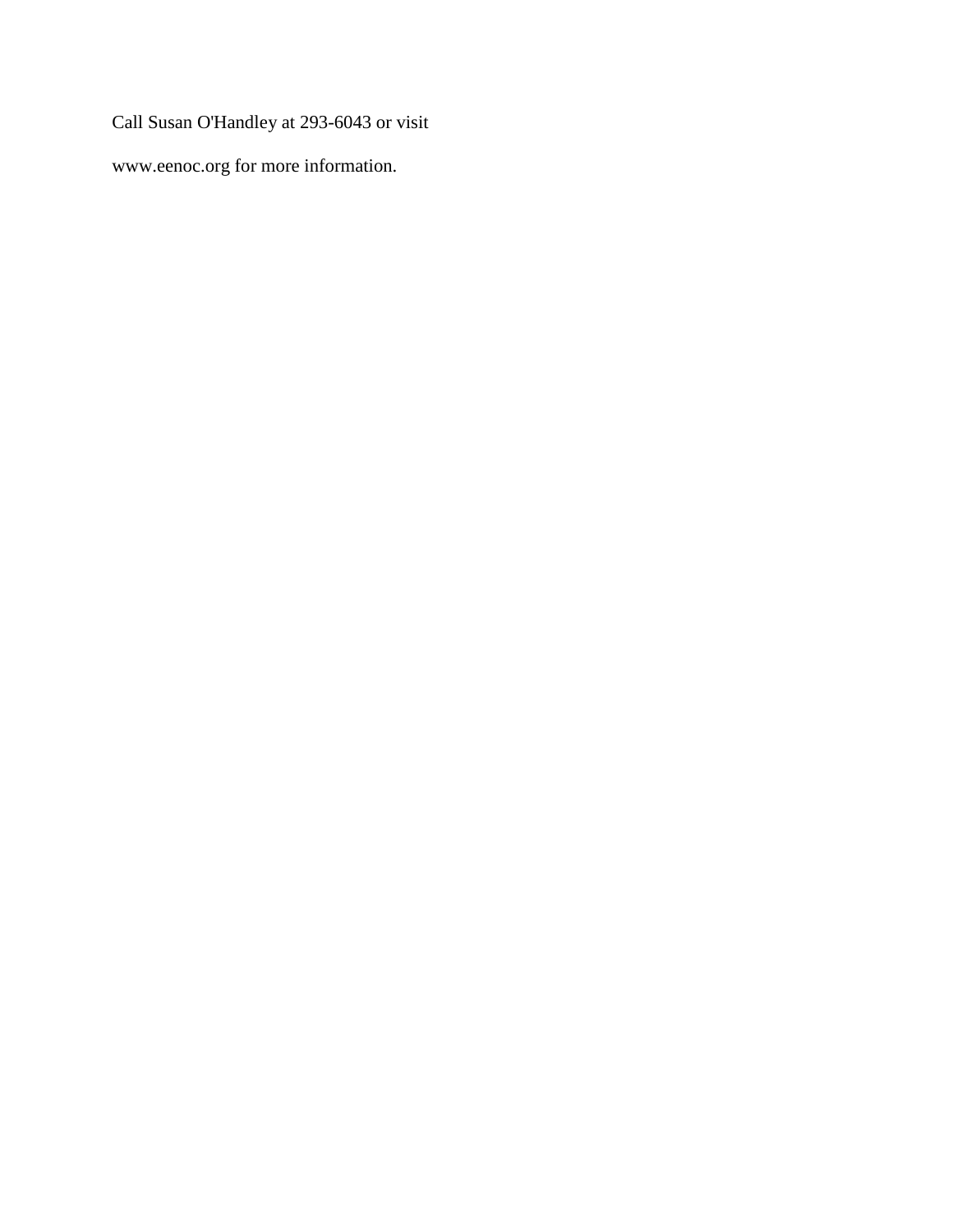Call Susan O'Handley at 293-6043 or visit

www.eenoc.org for more information.